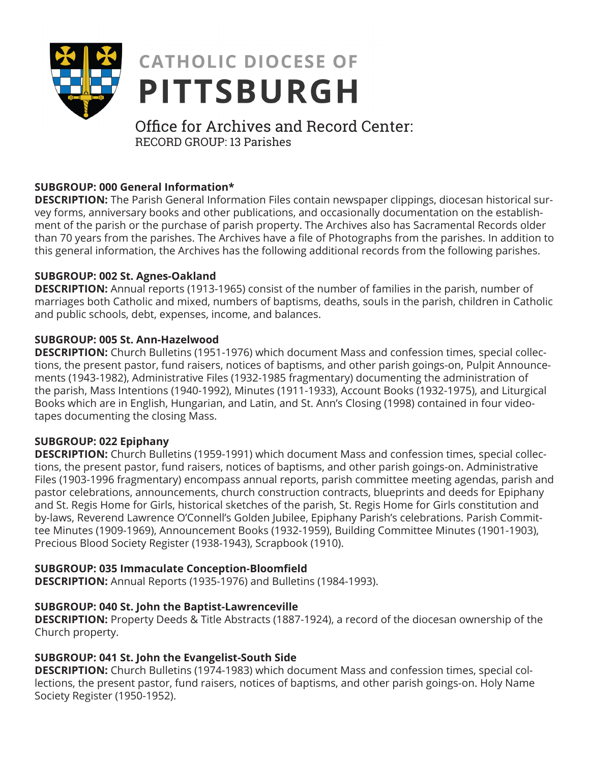# CATHOLIC DIOCESE OF PITTSBURGH

## Office for Archives and Record Center:
RECORD GROUP: 13 Parishes

**SUBGROUP: 000 General Information***
**DESCRIPTION:** The Parish General Information Files contain newspaper clippings, diocesan historical survey forms, anniversary books and other publications, and occasionally documentation on the establishment of the parish or the purchase of parish property. The Archives also has Sacramental Records older than 70 years from the parishes. The Archives have a file of Photographs from the parishes. In addition to this general information, the Archives has the following additional records from the following parishes.

**SUBGROUP: 002 St. Agnes-Oakland**
**DESCRIPTION:** Annual reports (1913-1965) consist of the number of families in the parish, number of marriages both Catholic and mixed, numbers of baptisms, deaths, souls in the parish, children in Catholic and public schools, debt, expenses, income, and balances.

**SUBGROUP: 005 St. Ann-Hazelwood**
**DESCRIPTION:** Church Bulletins (1951-1976) which document Mass and confession times, special collections, the present pastor, fund raisers, notices of baptisms, and other parish goings-on, Pulpit Announcements (1943-1982), Administrative Files (1932-1985 fragmentary) documenting the administration of the parish, Mass Intentions (1940-1992), Minutes (1911-1933), Account Books (1932-1975), and Liturgical Books which are in English, Hungarian, and Latin, and St. Ann's Closing (1998) contained in four videotapes documenting the closing Mass.

**SUBGROUP: 022 Epiphany**
**DESCRIPTION:** Church Bulletins (1959-1991) which document Mass and confession times, special collections, the present pastor, fund raisers, notices of baptisms, and other parish goings-on. Administrative Files (1903-1996 fragmentary) encompass annual reports, parish committee meeting agendas, parish and pastor celebrations, announcements, church construction contracts, blueprints and deeds for Epiphany and St. Regis Home for Girls, historical sketches of the parish, St. Regis Home for Girls constitution and by-laws, Reverend Lawrence O'Connell's Golden Jubilee, Epiphany Parish's celebrations. Parish Committee Minutes (1909-1969), Announcement Books (1932-1959), Building Committee Minutes (1901-1903), Precious Blood Society Register (1938-1943), Scrapbook (1910).

**SUBGROUP: 035 Immaculate Conception-Bloomfield**
**DESCRIPTION:** Annual Reports (1935-1976) and Bulletins (1984-1993).

**SUBGROUP: 040 St. John the Baptist-Lawrenceville**
**DESCRIPTION:** Property Deeds & Title Abstracts (1887-1924), a record of the diocesan ownership of the Church property.

**SUBGROUP: 041 St. John the Evangelist-South Side**
**DESCRIPTION:** Church Bulletins (1974-1983) which document Mass and confession times, special collections, the present pastor, fund raisers, notices of baptisms, and other parish goings-on. Holy Name Society Register (1950-1952).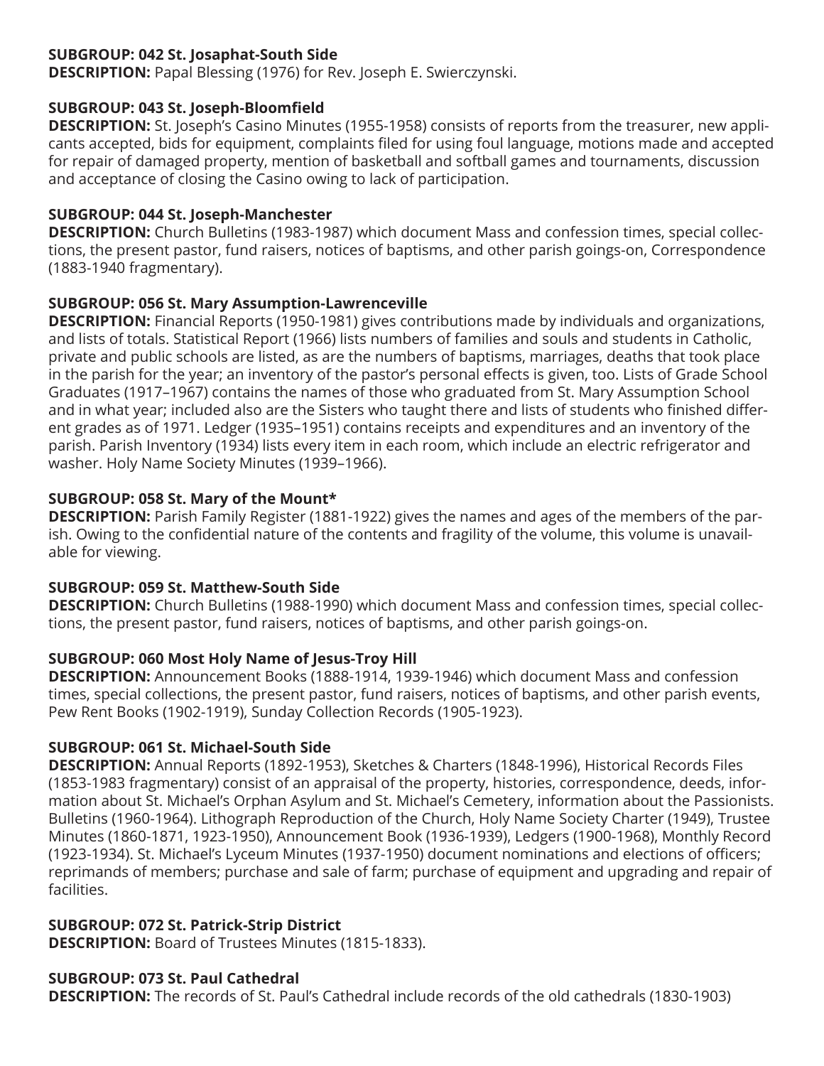**SUBGROUP: 042 St. Josaphat-South Side**
**DESCRIPTION:** Papal Blessing (1976) for Rev. Joseph E. Swierczynski.

**SUBGROUP: 043 St. Joseph-Bloomfield**
**DESCRIPTION:** St. Joseph's Casino Minutes (1955-1958) consists of reports from the treasurer, new applicants accepted, bids for equipment, complaints filed for using foul language, motions made and accepted for repair of damaged property, mention of basketball and softball games and tournaments, discussion and acceptance of closing the Casino owing to lack of participation.

**SUBGROUP: 044 St. Joseph-Manchester**
**DESCRIPTION:** Church Bulletins (1983-1987) which document Mass and confession times, special collections, the present pastor, fund raisers, notices of baptisms, and other parish goings-on, Correspondence (1883-1940 fragmentary).

**SUBGROUP: 056 St. Mary Assumption-Lawrenceville**
**DESCRIPTION:** Financial Reports (1950-1981) gives contributions made by individuals and organizations, and lists of totals. Statistical Report (1966) lists numbers of families and souls and students in Catholic, private and public schools are listed, as are the numbers of baptisms, marriages, deaths that took place in the parish for the year; an inventory of the pastor's personal effects is given, too. Lists of Grade School Graduates (1917–1967) contains the names of those who graduated from St. Mary Assumption School and in what year; included also are the Sisters who taught there and lists of students who finished different grades as of 1971. Ledger (1935–1951) contains receipts and expenditures and an inventory of the parish. Parish Inventory (1934) lists every item in each room, which include an electric refrigerator and washer. Holy Name Society Minutes (1939–1966).

**SUBGROUP: 058 St. Mary of the Mount***
**DESCRIPTION:** Parish Family Register (1881-1922) gives the names and ages of the members of the parish. Owing to the confidential nature of the contents and fragility of the volume, this volume is unavailable for viewing.

**SUBGROUP: 059 St. Matthew-South Side**
**DESCRIPTION:** Church Bulletins (1988-1990) which document Mass and confession times, special collections, the present pastor, fund raisers, notices of baptisms, and other parish goings-on.

**SUBGROUP: 060 Most Holy Name of Jesus-Troy Hill**
**DESCRIPTION:** Announcement Books (1888-1914, 1939-1946) which document Mass and confession times, special collections, the present pastor, fund raisers, notices of baptisms, and other parish events, Pew Rent Books (1902-1919), Sunday Collection Records (1905-1923).

**SUBGROUP: 061 St. Michael-South Side**
**DESCRIPTION:** Annual Reports (1892-1953), Sketches & Charters (1848-1996), Historical Records Files (1853-1983 fragmentary) consist of an appraisal of the property, histories, correspondence, deeds, information about St. Michael's Orphan Asylum and St. Michael's Cemetery, information about the Passionists. Bulletins (1960-1964). Lithograph Reproduction of the Church, Holy Name Society Charter (1949), Trustee Minutes (1860-1871, 1923-1950), Announcement Book (1936-1939), Ledgers (1900-1968), Monthly Record (1923-1934). St. Michael's Lyceum Minutes (1937-1950) document nominations and elections of officers; reprimands of members; purchase and sale of farm; purchase of equipment and upgrading and repair of facilities.

**SUBGROUP: 072 St. Patrick-Strip District**
**DESCRIPTION:** Board of Trustees Minutes (1815-1833).

**SUBGROUP: 073 St. Paul Cathedral**
**DESCRIPTION:** The records of St. Paul's Cathedral include records of the old cathedrals (1830-1903)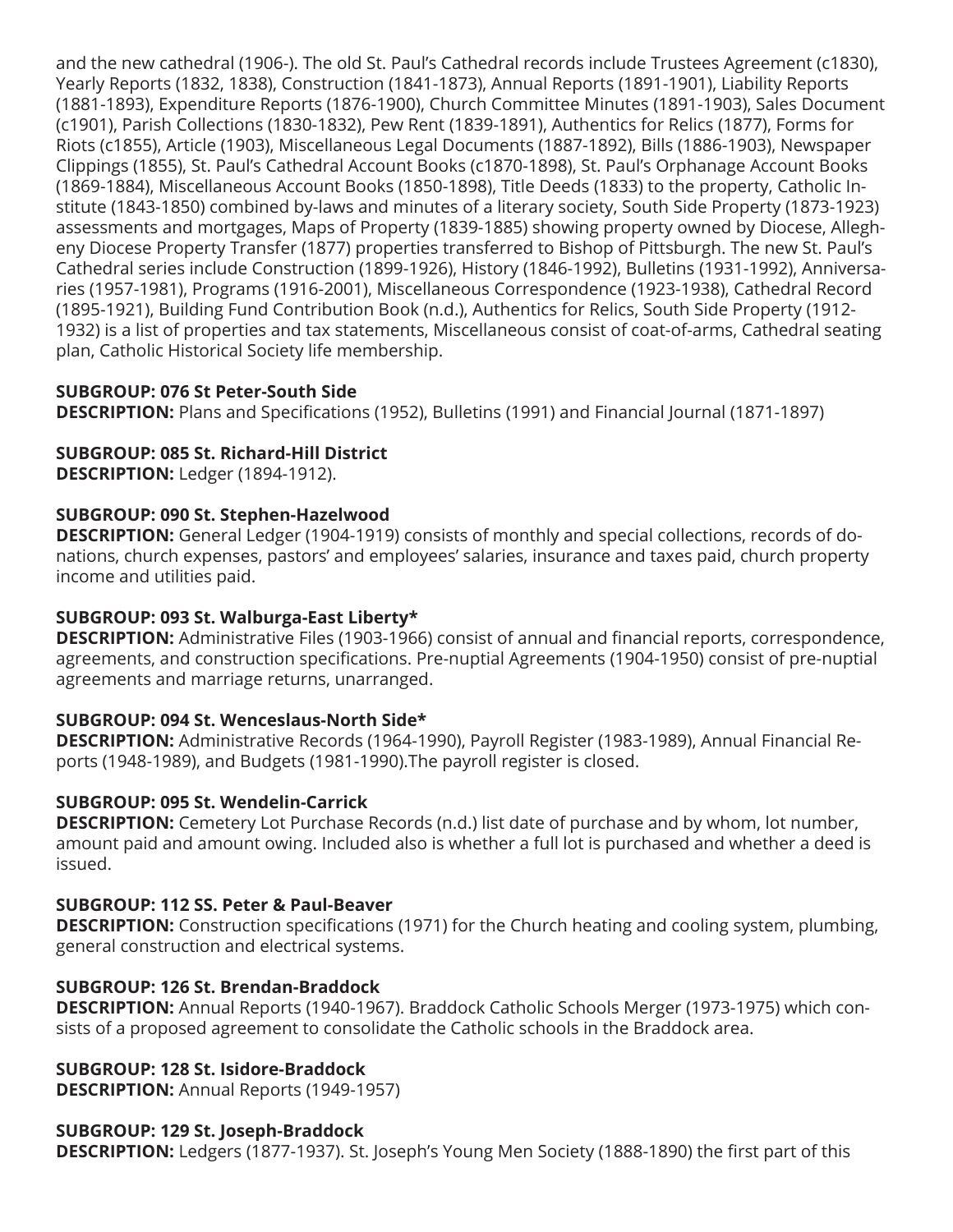and the new cathedral (1906-). The old St. Paul's Cathedral records include Trustees Agreement (c1830), Yearly Reports (1832, 1838), Construction (1841-1873), Annual Reports (1891-1901), Liability Reports (1881-1893), Expenditure Reports (1876-1900), Church Committee Minutes (1891-1903), Sales Document (c1901), Parish Collections (1830-1832), Pew Rent (1839-1891), Authentics for Relics (1877), Forms for Riots (c1855), Article (1903), Miscellaneous Legal Documents (1887-1892), Bills (1886-1903), Newspaper Clippings (1855), St. Paul's Cathedral Account Books (c1870-1898), St. Paul's Orphanage Account Books (1869-1884), Miscellaneous Account Books (1850-1898), Title Deeds (1833) to the property, Catholic Institute (1843-1850) combined by-laws and minutes of a literary society, South Side Property (1873-1923) assessments and mortgages, Maps of Property (1839-1885) showing property owned by Diocese, Allegheny Diocese Property Transfer (1877) properties transferred to Bishop of Pittsburgh. The new St. Paul's Cathedral series include Construction (1899-1926), History (1846-1992), Bulletins (1931-1992), Anniversaries (1957-1981), Programs (1916-2001), Miscellaneous Correspondence (1923-1938), Cathedral Record (1895-1921), Building Fund Contribution Book (n.d.), Authentics for Relics, South Side Property (1912-1932) is a list of properties and tax statements, Miscellaneous consist of coat-of-arms, Cathedral seating plan, Catholic Historical Society life membership.

**SUBGROUP: 076 St Peter-South Side**
**DESCRIPTION:** Plans and Specifications (1952), Bulletins (1991) and Financial Journal (1871-1897)

**SUBGROUP: 085 St. Richard-Hill District**
**DESCRIPTION:** Ledger (1894-1912).

**SUBGROUP: 090 St. Stephen-Hazelwood**
**DESCRIPTION:** General Ledger (1904-1919) consists of monthly and special collections, records of donations, church expenses, pastors' and employees' salaries, insurance and taxes paid, church property income and utilities paid.

**SUBGROUP: 093 St. Walburga-East Liberty***
**DESCRIPTION:** Administrative Files (1903-1966) consist of annual and financial reports, correspondence, agreements, and construction specifications. Pre-nuptial Agreements (1904-1950) consist of pre-nuptial agreements and marriage returns, unarranged.

**SUBGROUP: 094 St. Wenceslaus-North Side***
**DESCRIPTION:** Administrative Records (1964-1990), Payroll Register (1983-1989), Annual Financial Reports (1948-1989), and Budgets (1981-1990).The payroll register is closed.

**SUBGROUP: 095 St. Wendelin-Carrick**
**DESCRIPTION:** Cemetery Lot Purchase Records (n.d.) list date of purchase and by whom, lot number, amount paid and amount owing. Included also is whether a full lot is purchased and whether a deed is issued.

**SUBGROUP: 112 SS. Peter & Paul-Beaver**
**DESCRIPTION:** Construction specifications (1971) for the Church heating and cooling system, plumbing, general construction and electrical systems.

**SUBGROUP: 126 St. Brendan-Braddock**
**DESCRIPTION:** Annual Reports (1940-1967). Braddock Catholic Schools Merger (1973-1975) which consists of a proposed agreement to consolidate the Catholic schools in the Braddock area.

**SUBGROUP: 128 St. Isidore-Braddock**
**DESCRIPTION:** Annual Reports (1949-1957)

**SUBGROUP: 129 St. Joseph-Braddock**
**DESCRIPTION:** Ledgers (1877-1937). St. Joseph's Young Men Society (1888-1890) the first part of this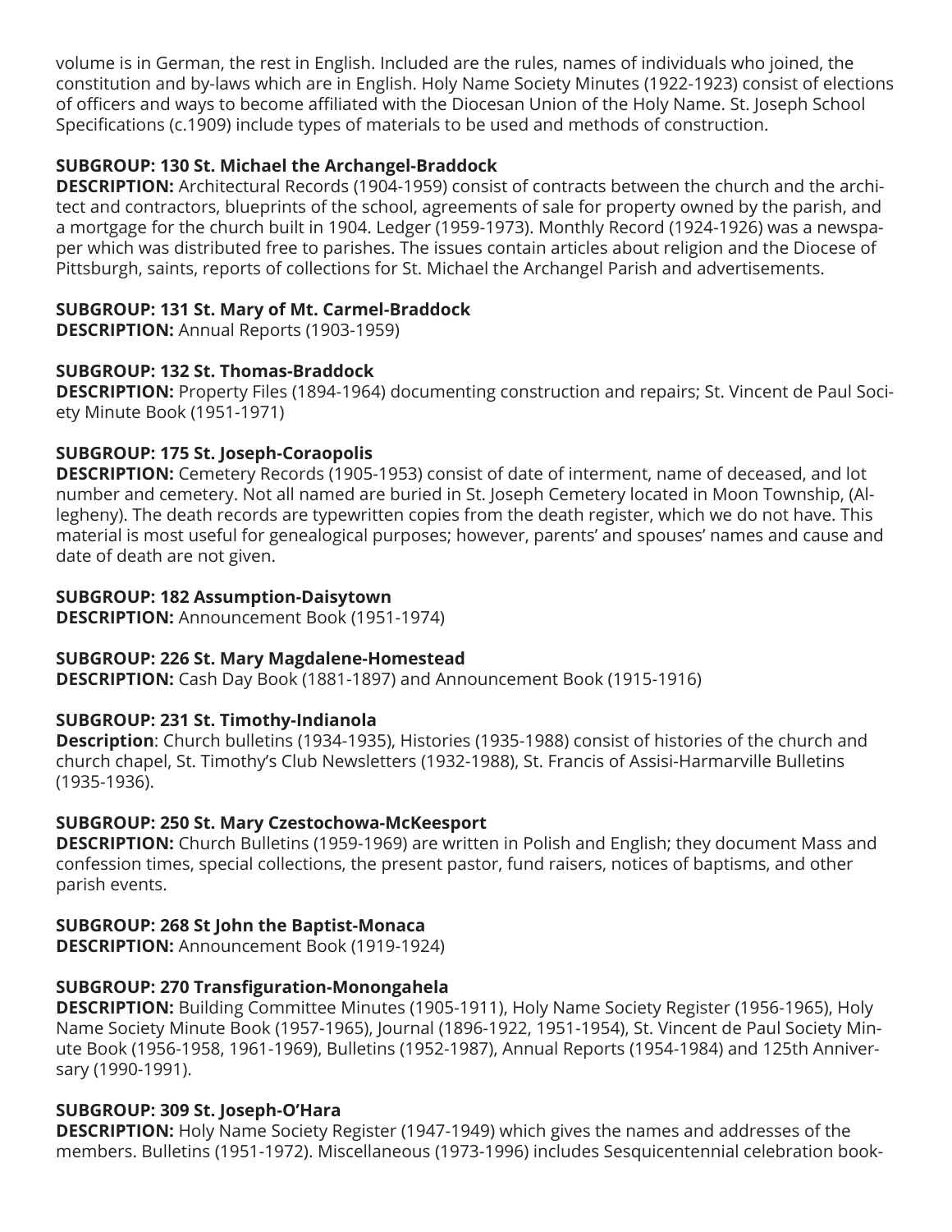volume is in German, the rest in English. Included are the rules, names of individuals who joined, the constitution and by-laws which are in English. Holy Name Society Minutes (1922-1923) consist of elections of officers and ways to become affiliated with the Diocesan Union of the Holy Name. St. Joseph School Specifications (c.1909) include types of materials to be used and methods of construction.

**SUBGROUP: 130 St. Michael the Archangel-Braddock**
**DESCRIPTION:** Architectural Records (1904-1959) consist of contracts between the church and the architect and contractors, blueprints of the school, agreements of sale for property owned by the parish, and a mortgage for the church built in 1904. Ledger (1959-1973). Monthly Record (1924-1926) was a newspaper which was distributed free to parishes. The issues contain articles about religion and the Diocese of Pittsburgh, saints, reports of collections for St. Michael the Archangel Parish and advertisements.

**SUBGROUP: 131 St. Mary of Mt. Carmel-Braddock**
**DESCRIPTION:** Annual Reports (1903-1959)

**SUBGROUP: 132 St. Thomas-Braddock**
**DESCRIPTION:** Property Files (1894-1964) documenting construction and repairs; St. Vincent de Paul Society Minute Book (1951-1971)

**SUBGROUP: 175 St. Joseph-Coraopolis**
**DESCRIPTION:** Cemetery Records (1905-1953) consist of date of interment, name of deceased, and lot number and cemetery. Not all named are buried in St. Joseph Cemetery located in Moon Township, (Allegheny). The death records are typewritten copies from the death register, which we do not have. This material is most useful for genealogical purposes; however, parents' and spouses' names and cause and date of death are not given.

**SUBGROUP: 182 Assumption-Daisytown**
**DESCRIPTION:** Announcement Book (1951-1974)

**SUBGROUP: 226 St. Mary Magdalene-Homestead**
**DESCRIPTION:** Cash Day Book (1881-1897) and Announcement Book (1915-1916)

**SUBGROUP: 231 St. Timothy-Indianola**
**Description**: Church bulletins (1934-1935), Histories (1935-1988) consist of histories of the church and church chapel, St. Timothy's Club Newsletters (1932-1988), St. Francis of Assisi-Harmarville Bulletins (1935-1936).

**SUBGROUP: 250 St. Mary Czestochowa-McKeesport**
**DESCRIPTION:** Church Bulletins (1959-1969) are written in Polish and English; they document Mass and confession times, special collections, the present pastor, fund raisers, notices of baptisms, and other parish events.

**SUBGROUP: 268 St John the Baptist-Monaca**
**DESCRIPTION:** Announcement Book (1919-1924)

**SUBGROUP: 270 Transfiguration-Monongahela**
**DESCRIPTION:** Building Committee Minutes (1905-1911), Holy Name Society Register (1956-1965), Holy Name Society Minute Book (1957-1965), Journal (1896-1922, 1951-1954), St. Vincent de Paul Society Minute Book (1956-1958, 1961-1969), Bulletins (1952-1987), Annual Reports (1954-1984) and 125th Anniversary (1990-1991).

**SUBGROUP: 309 St. Joseph-O'Hara**
**DESCRIPTION:** Holy Name Society Register (1947-1949) which gives the names and addresses of the members. Bulletins (1951-1972). Miscellaneous (1973-1996) includes Sesquicentennial celebration book-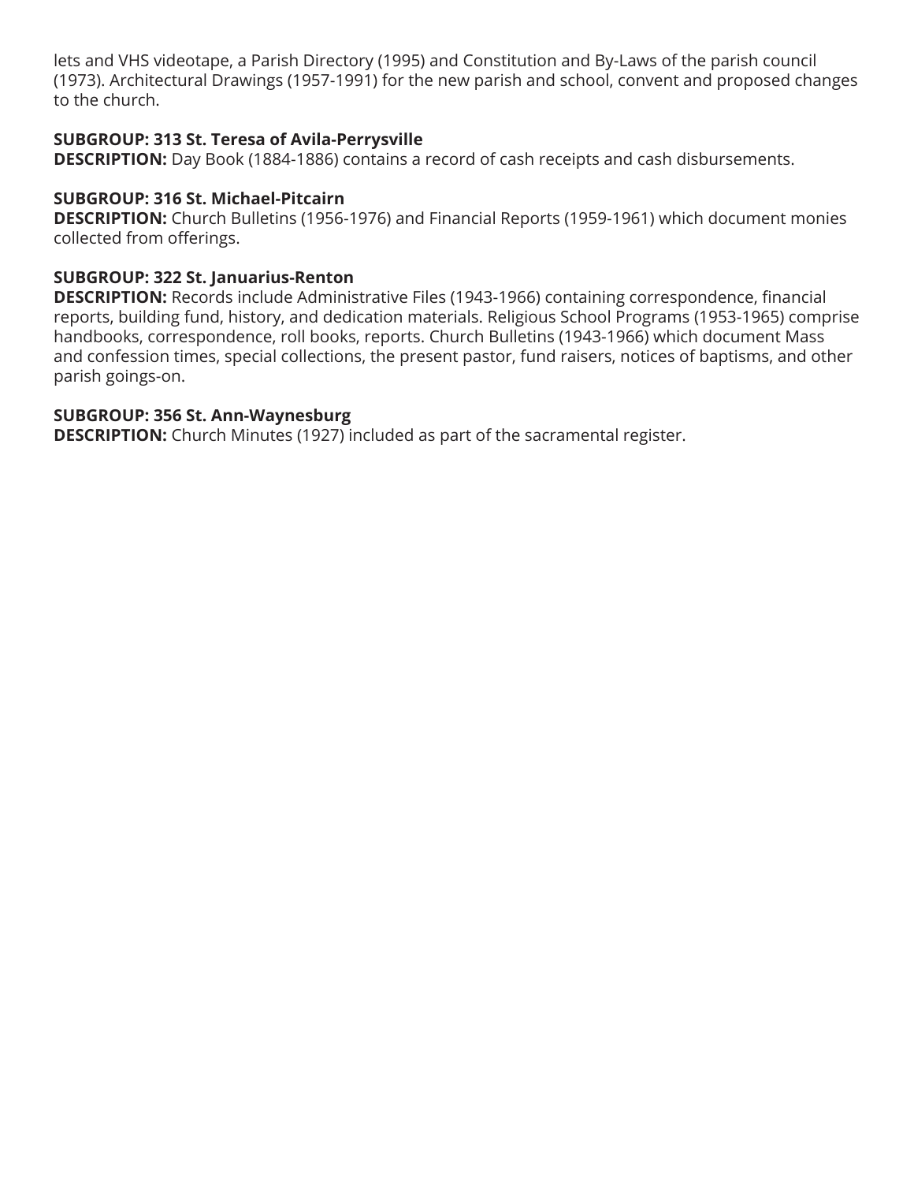lets and VHS videotape, a Parish Directory (1995) and Constitution and By-Laws of the parish council (1973). Architectural Drawings (1957-1991) for the new parish and school, convent and proposed changes to the church.

**SUBGROUP: 313 St. Teresa of Avila-Perrysville**
**DESCRIPTION:** Day Book (1884-1886) contains a record of cash receipts and cash disbursements.

**SUBGROUP: 316 St. Michael-Pitcairn**
**DESCRIPTION:** Church Bulletins (1956-1976) and Financial Reports (1959-1961) which document monies collected from offerings.

**SUBGROUP: 322 St. Januarius-Renton**
**DESCRIPTION:** Records include Administrative Files (1943-1966) containing correspondence, financial reports, building fund, history, and dedication materials. Religious School Programs (1953-1965) comprise handbooks, correspondence, roll books, reports. Church Bulletins (1943-1966) which document Mass and confession times, special collections, the present pastor, fund raisers, notices of baptisms, and other parish goings-on.

**SUBGROUP: 356 St. Ann-Waynesburg**
**DESCRIPTION:** Church Minutes (1927) included as part of the sacramental register.